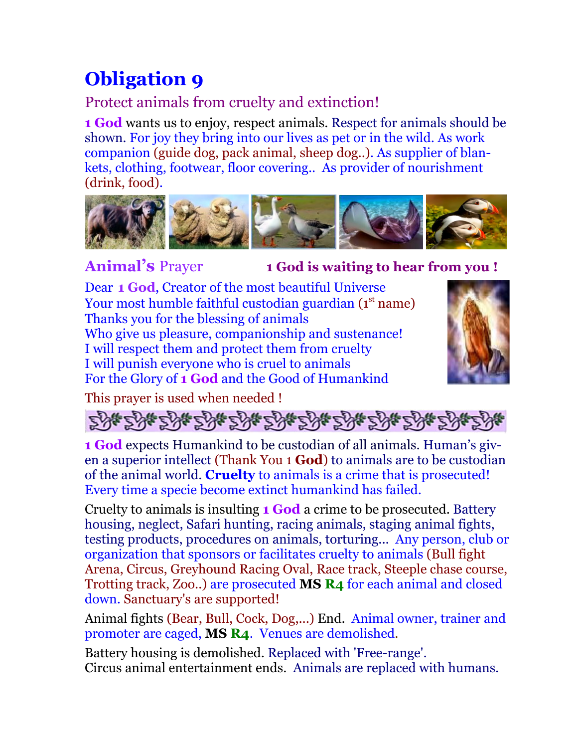# Obligation 9

## Protect animals from cruelty and extinction!

**1 God** wants us to enjoy, respect animals. Respect for animals should be shown. For joy they bring into our lives as pet or in the wild. As work companion (guide dog, pack animal, sheep dog..). As supplier of blankets, clothing, footwear, floor covering.. As provider of nourishment (drink, food).

**Animal's** Prayer **1 God is waiting to hear from you !**

Dear **1 God**, Creator of the most beautiful Universe
Your most humble faithful custodian guardian (1st name)
Thanks you for the blessing of animals
Who give us pleasure, companionship and sustenance!
I will respect them and protect them from cruelty
I will punish everyone who is cruel to animals
For the Glory of **1 God** and the Good of Humankind

This prayer is used when needed !

**1 God** expects Humankind to be custodian of all animals. Human's given a superior intellect (Thank You 1 **God**) to animals are to be custodian of the animal world. **Cruelty** to animals is a crime that is prosecuted! Every time a specie become extinct humankind has failed.

Cruelty to animals is insulting **1 God** a crime to be prosecuted. Battery housing, neglect, Safari hunting, racing animals, staging animal fights, testing products, procedures on animals, torturing... Any person, club or organization that sponsors or facilitates cruelty to animals (Bull fight Arena, Circus, Greyhound Racing Oval, Race track, Steeple chase course, Trotting track, Zoo..) are prosecuted **MS R4** for each animal and closed down. Sanctuary's are supported!

Animal fights (Bear, Bull, Cock, Dog,...) End. Animal owner, trainer and promoter are caged, **MS R4**. Venues are demolished.

Battery housing is demolished. Replaced with 'Free-range'.
Circus animal entertainment ends. Animals are replaced with humans.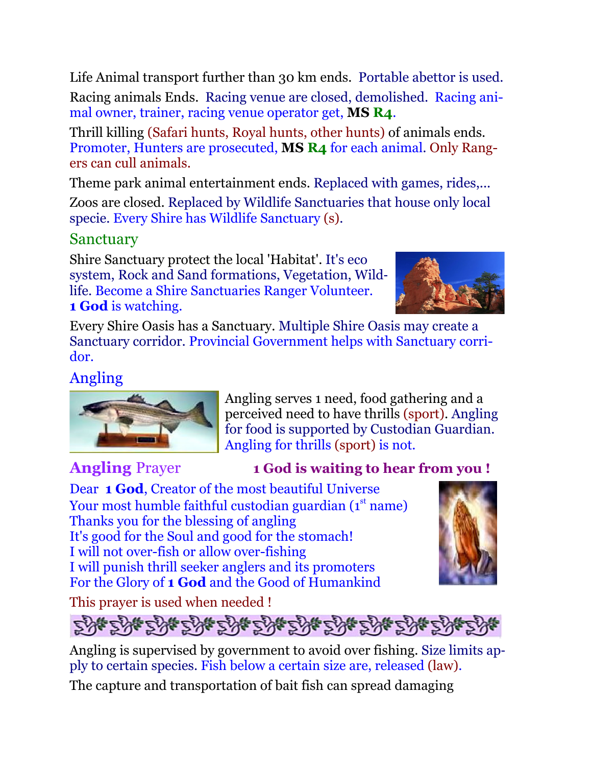Life Animal transport further than 30 km ends. Portable abettor is used.

Racing animals Ends. Racing venue are closed, demolished. Racing animal owner, trainer, racing venue operator get, **MS R4**.

Thrill killing (Safari hunts, Royal hunts, other hunts) of animals ends. Promoter, Hunters are prosecuted, **MS R4** for each animal. Only Rangers can cull animals.

Theme park animal entertainment ends. Replaced with games, rides,...

Zoos are closed. Replaced by Wildlife Sanctuaries that house only local specie. Every Shire has Wildlife Sanctuary (s).

## Sanctuary

Shire Sanctuary protect the local 'Habitat'. It's eco system, Rock and Sand formations, Vegetation, Wildlife. Become a Shire Sanctuaries Ranger Volunteer. **1 God** is watching.

Every Shire Oasis has a Sanctuary. Multiple Shire Oasis may create a Sanctuary corridor. Provincial Government helps with Sanctuary corridor.

## Angling

Angling serves 1 need, food gathering and a perceived need to have thrills (sport). Angling for food is supported by Custodian Guardian. Angling for thrills (sport) is not.

## **Angling** Prayer

**1 God is waiting to hear from you !**

Dear **1 God**, Creator of the most beautiful Universe
Your most humble faithful custodian guardian (1st name)
Thanks you for the blessing of angling
It's good for the Soul and good for the stomach!
I will not over-fish or allow over-fishing
I will punish thrill seeker anglers and its promoters
For the Glory of **1 God** and the Good of Humankind

This prayer is used when needed !

Angling is supervised by government to avoid over fishing. Size limits apply to certain species. Fish below a certain size are, released (law).

The capture and transportation of bait fish can spread damaging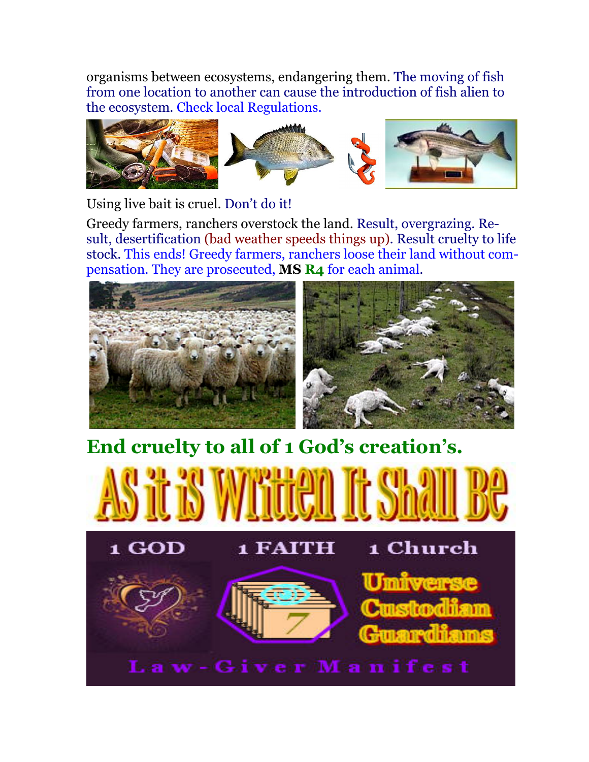organisms between ecosystems, endangering them. The moving of fish from one location to another can cause the introduction of fish alien to the ecosystem. Check local Regulations.

Using live bait is cruel. Don't do it!

Greedy farmers, ranchers overstock the land. Result, overgrazing. Result, desertification (bad weather speeds things up). Result cruelty to life stock. This ends! Greedy farmers, ranchers loose their land without compensation. They are prosecuted, **MS R4** for each animal.

## End cruelty to all of 1 God's creation's.

AS it iS Written It Shall Be

1 GOD 1 FAITH 1 Church

Universe Custodian Guardians

Law-Giver Manifest